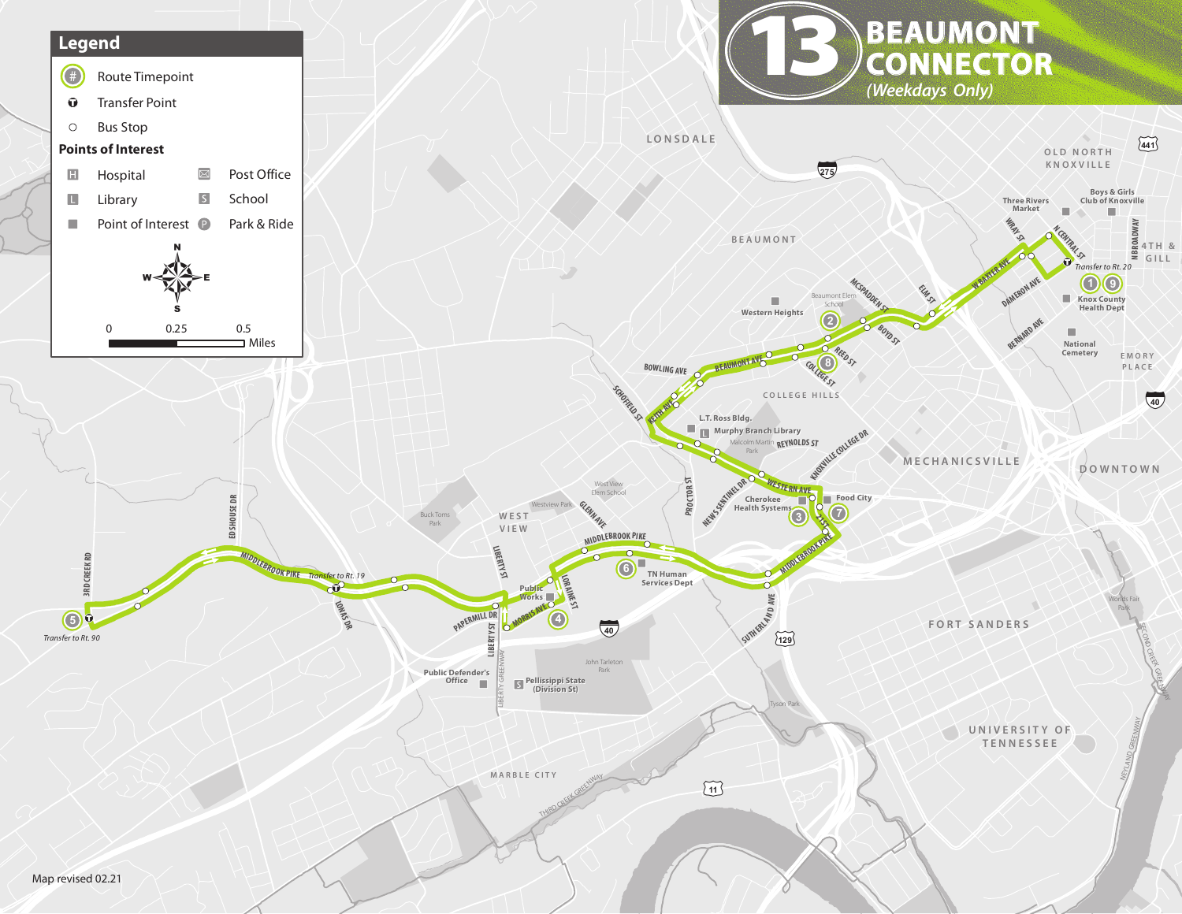# 13 BEAUMONT CONNECTOR

*(Weekdays Only)*

## Legend

- Route Timepoint (#)
- Transfer Point
- Bus Stop

### Points of Interest

- Hospital
- Library
- Point of Interest
- Post Office
- School
- Park & Ride

N / S / E / W

0 — 0.25 — 0.5 Miles

---

LONSDALE

BEAUMONT

OLD NORTH KNOXVILLE

4TH & GILL

EMORY PLACE

DOWNTOWN

MECHANICSVILLE

COLLEGE HILLS

WEST VIEW

FORT SANDERS

UNIVERSITY OF TENNESSEE

MARBLE CITY

Three Rivers Market

Boys & Girls Club of Knoxville

Transfer to Rt. 20

1 9 Knox County Health Dept

National Cemetery

Beaumont Elem School

Western Heights

2

8

L.T. Ross Bldg.

Murphy Branch Library

Malcolm Martin Park

Cherokee Health Systems 3

Food City 7

West View Elem School

Westview Park

Buck Toms Park

Public Works

4

6 TN Human Services Dept

Transfer to Rt. 19

5 Transfer to Rt. 90

Public Defender's Office

Pellissippi State (Division St)

John Tarleton Park

Tyson Park

Worlds Fair Park

N CENTRAL ST, WRAY ST, W BAXTER AVE, DAMERON AVE, BERNARD AVE, N BROADWAY, ELM ST, MCSPADDEN ST, BOYD ST, REED ST, COLLEGE ST, BEAUMONT AVE, BOWLING AVE, KEITH AVE, SCHOFIELD ST, REYNOLDS ST, KNOXVILLE COLLEGE DR, WESTERN AVE, NEWS SENTINEL DR, PROCTOR ST, 21ST ST, MIDDLEBROOK PIKE, SUTHERLAND AVE, GLENN AVE, LORAINE ST, MORRIS AVE, LIBERTY ST, PAPERMILL DR, LIBERTY GREENWAY, LOMAS DR, ED SHOUSE DR, 3RD CREEK RD, THIRD CREEK GREENWAY, SECOND CREEK GREENWAY, NEYLAND GREENWAY

275, 441, 40, 129, 11

Map revised 02.21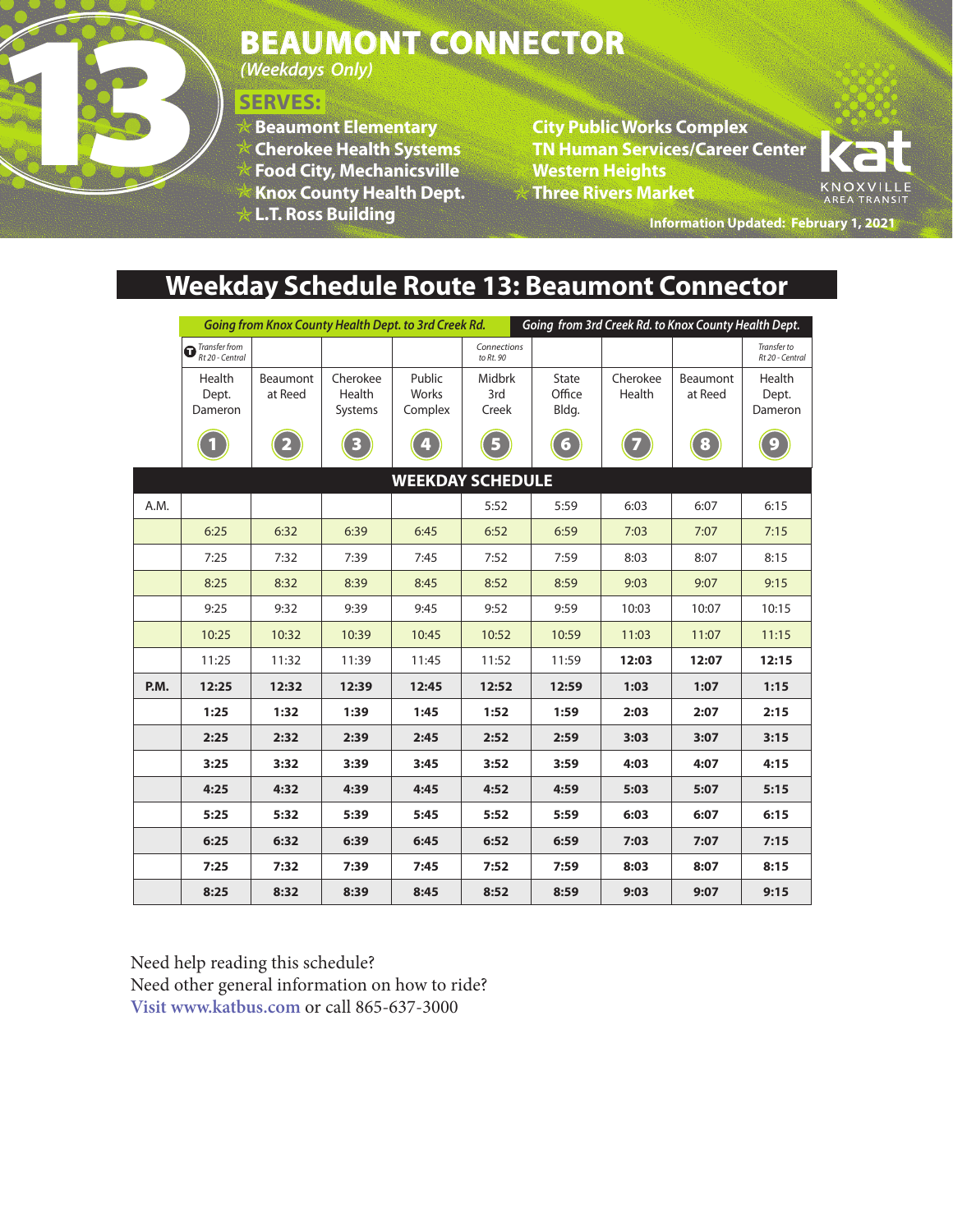# 13 BEAUMONT CONNECTOR

*(Weekdays Only)*

**SERVES:**

- Beaumont Elementary
- Cherokee Health Systems
- Food City, Mechanicsville
- Knox County Health Dept.
- L.T. Ross Building
- City Public Works Complex
- TN Human Services/Career Center
- Western Heights
- Three Rivers Market

kat KNOXVILLE AREA TRANSIT

Information Updated: February 1, 2021

## Weekday Schedule Route 13: Beaumont Connector

| | *Going from Knox County Health Dept. to 3rd Creek Rd.* | | | | | *Going from 3rd Creek Rd. to Knox County Health Dept.* | | | |
|---|---|---|---|---|---|---|---|---|---|
| | *Transfer from Rt 20 - Central* | | | | *Connections to Rt. 90* | | | | *Transfer to Rt 20 - Central* |
| | Health Dept. Dameron 1 | Beaumont at Reed 2 | Cherokee Health Systems 3 | Public Works Complex 4 | Midbrk 3rd Creek 5 | State Office Bldg. 6 | Cherokee Health 7 | Beaumont at Reed 8 | Health Dept. Dameron 9 |
| **WEEKDAY SCHEDULE** | | | | | | | | | |
| A.M. | | | | | 5:52 | 5:59 | 6:03 | 6:07 | 6:15 |
| | 6:25 | 6:32 | 6:39 | 6:45 | 6:52 | 6:59 | 7:03 | 7:07 | 7:15 |
| | 7:25 | 7:32 | 7:39 | 7:45 | 7:52 | 7:59 | 8:03 | 8:07 | 8:15 |
| | 8:25 | 8:32 | 8:39 | 8:45 | 8:52 | 8:59 | 9:03 | 9:07 | 9:15 |
| | 9:25 | 9:32 | 9:39 | 9:45 | 9:52 | 9:59 | 10:03 | 10:07 | 10:15 |
| | 10:25 | 10:32 | 10:39 | 10:45 | 10:52 | 10:59 | 11:03 | 11:07 | 11:15 |
| | 11:25 | 11:32 | 11:39 | 11:45 | 11:52 | 11:59 | **12:03** | **12:07** | **12:15** |
| **P.M.** | **12:25** | **12:32** | **12:39** | **12:45** | **12:52** | **12:59** | **1:03** | **1:07** | **1:15** |
| | **1:25** | **1:32** | **1:39** | **1:45** | **1:52** | **1:59** | **2:03** | **2:07** | **2:15** |
| | **2:25** | **2:32** | **2:39** | **2:45** | **2:52** | **2:59** | **3:03** | **3:07** | **3:15** |
| | **3:25** | **3:32** | **3:39** | **3:45** | **3:52** | **3:59** | **4:03** | **4:07** | **4:15** |
| | **4:25** | **4:32** | **4:39** | **4:45** | **4:52** | **4:59** | **5:03** | **5:07** | **5:15** |
| | **5:25** | **5:32** | **5:39** | **5:45** | **5:52** | **5:59** | **6:03** | **6:07** | **6:15** |
| | **6:25** | **6:32** | **6:39** | **6:45** | **6:52** | **6:59** | **7:03** | **7:07** | **7:15** |
| | **7:25** | **7:32** | **7:39** | **7:45** | **7:52** | **7:59** | **8:03** | **8:07** | **8:15** |
| | **8:25** | **8:32** | **8:39** | **8:45** | **8:52** | **8:59** | **9:03** | **9:07** | **9:15** |

Need help reading this schedule?
Need other general information on how to ride?
Visit www.katbus.com or call 865-637-3000